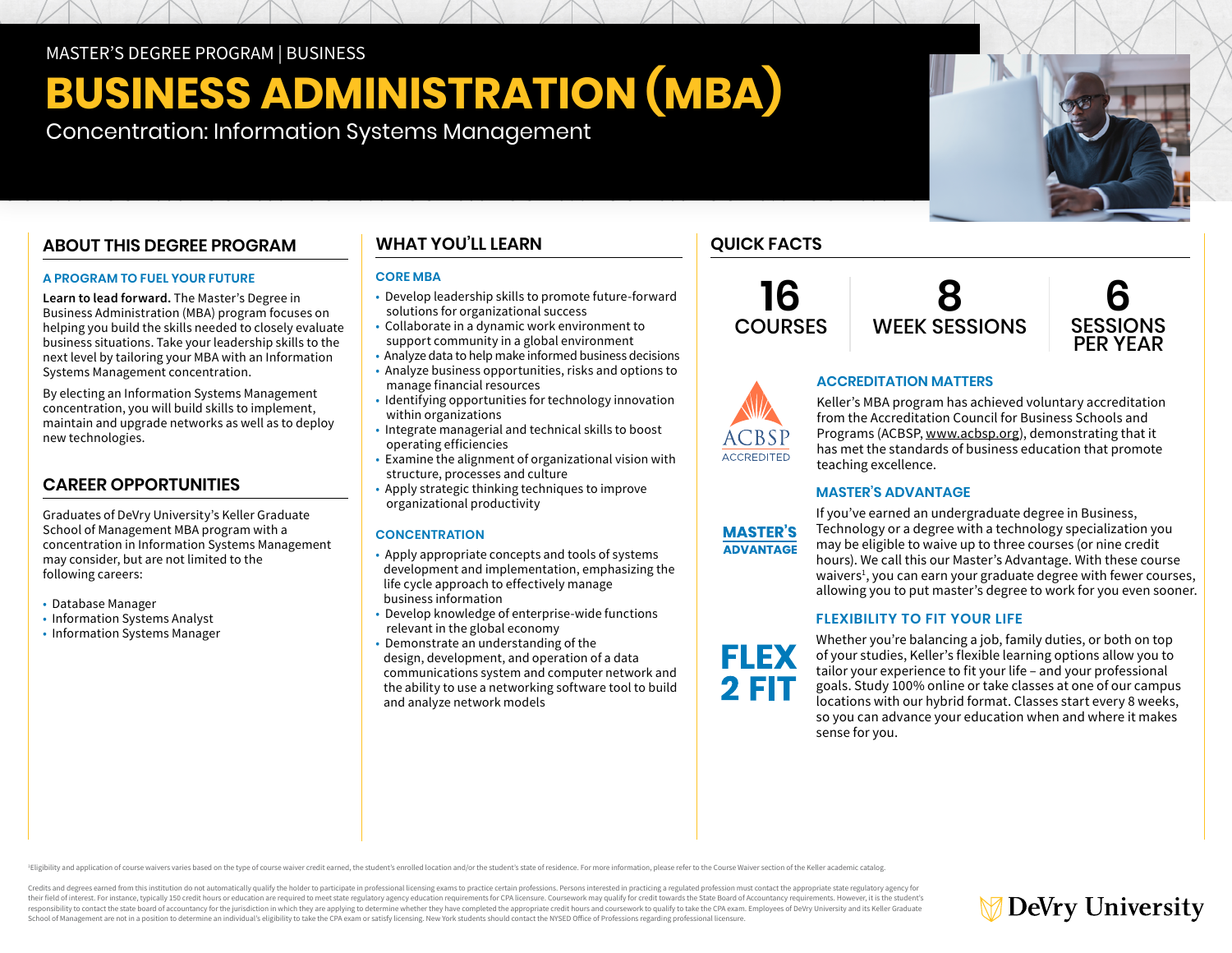MASTER'S DEGREE PROGRAM | BUSINESS

# BUSINESS ADMINISTRATION (MBA)

Concentration: Information Systems Management

## ABOUT THIS DEGREE PROGRAM

### A PROGRAM TO FUEL YOUR FUTURE

**Learn to lead forward.** The Master's Degree in Business Administration (MBA) program focuses on helping you build the skills needed to closely evaluate business situations. Take your leadership skills to the next level by tailoring your MBA with an Information Systems Management concentration.

By electing an Information Systems Management concentration, you will build skills to implement, maintain and upgrade networks as well as to deploy new technologies.

## CAREER OPPORTUNITIES

Graduates of DeVry University's Keller Graduate School of Management MBA program with a concentration in Information Systems Management may consider, but are not limited to the following careers:

- Database Manager
- Information Systems Analyst
- Information Systems Manager

## WHAT YOU'LL LEARN

### CORE MBA

- Develop leadership skills to promote future-forward solutions for organizational success
- Collaborate in a dynamic work environment to support community in a global environment
- Analyze data to help make informed business decisions
- Analyze business opportunities, risks and options to manage financial resources
- Identifying opportunities for technology innovation within organizations
- Integrate managerial and technical skills to boost operating efficiencies
- Examine the alignment of organizational vision with structure, processes and culture
- Apply strategic thinking techniques to improve organizational productivity

### CONCENTRATION

- Apply appropriate concepts and tools of systems development and implementation, emphasizing the life cycle approach to effectively manage business information
- Develop knowledge of enterprise-wide functions relevant in the global economy
- Demonstrate an understanding of the design, development, and operation of a data communications system and computer network and the ability to use a networking software tool to build and analyze network models

## QUICK FACTS

**16** COURSES | **8** WEEK SESSIONS | **6** SESSIONS PER YEAR

### ACCREDITATION MATTERS

ACBSP ACCREDITED

Keller's MBA program has achieved voluntary accreditation from the Accreditation Council for Business Schools and Programs (ACBSP, www.acbsp.org), demonstrating that it has met the standards of business education that promote teaching excellence.

### MASTER'S ADVANTAGE

If you've earned an undergraduate degree in Business, Technology or a degree with a technology specialization you may be eligible to waive up to three courses (or nine credit hours). We call this our Master's Advantage. With these course waivers[1], you can earn your graduate degree with fewer courses, allowing you to put master's degree to work for you even sooner.

### FLEXIBILITY TO FIT YOUR LIFE

FLEX 2 FIT

Whether you're balancing a job, family duties, or both on top of your studies, Keller's flexible learning options allow you to tailor your experience to fit your life – and your professional goals. Study 100% online or take classes at one of our campus locations with our hybrid format. Classes start every 8 weeks, so you can advance your education when and where it makes sense for you.

[1]Eligibility and application of course waivers varies based on the type of course waiver credit earned, the student's enrolled location and/or the student's state of residence. For more information, please refer to the Course Waiver section of the Keller academic catalog.

Credits and degrees earned from this institution do not automatically qualify the holder to participate in professional licensing exams to practice certain professions. Persons interested in practicing a regulated profession must contact the appropriate state regulatory agency for their field of interest. For instance, typically 150 credit hours or education are required to meet state regulatory agency education requirements for CPA licensure. Coursework may qualify for credit towards the State Board of Accountancy requirements. However, it is the student's responsibility to contact the state board of accountancy for the jurisdiction in which they are applying to determine whether they have completed the appropriate credit hours and coursework to qualify to take the CPA exam. Employees of DeVry University and its Keller Graduate School of Management are not in a position to determine an individual's eligibility to take the CPA exam or satisfy licensing. New York students should contact the NYSED Office of Professions regarding professional licensure.

DeVry University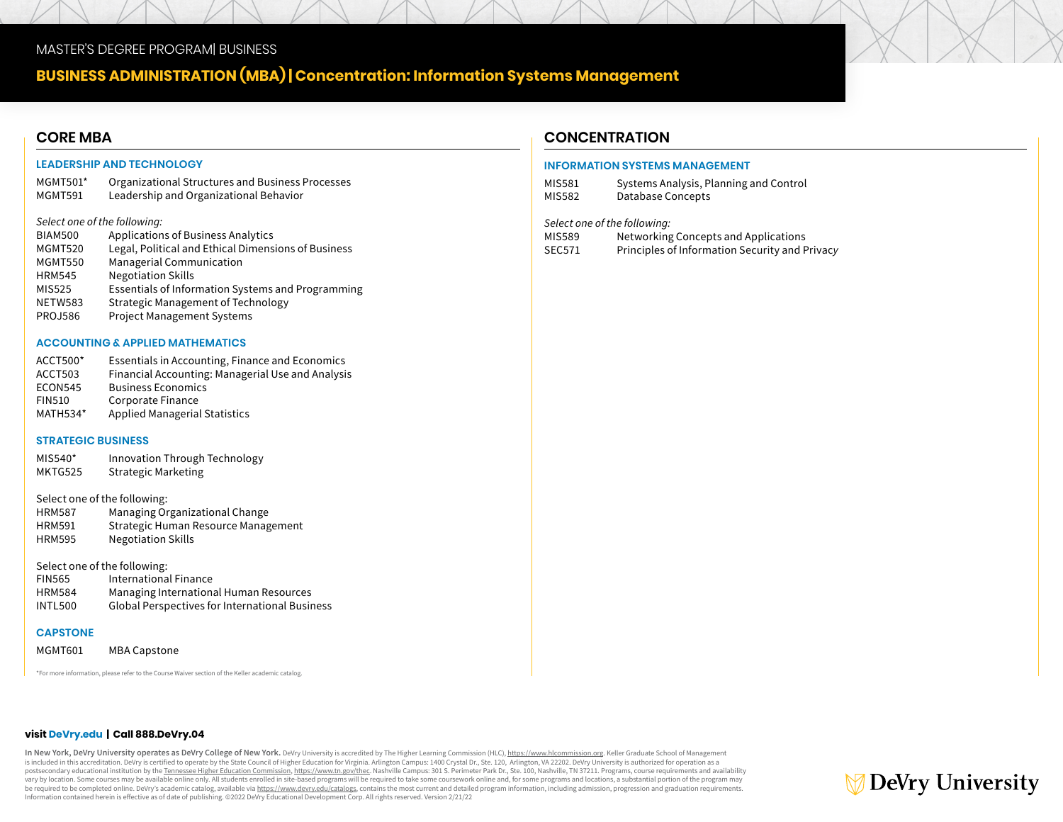MASTER'S DEGREE PROGRAM| BUSINESS

# BUSINESS ADMINISTRATION (MBA) | Concentration: Information Systems Management

## CORE MBA

### LEADERSHIP AND TECHNOLOGY

MGMT501* Organizational Structures and Business Processes
MGMT591 Leadership and Organizational Behavior

*Select one of the following:*

BIAM500 Applications of Business Analytics
MGMT520 Legal, Political and Ethical Dimensions of Business
MGMT550 Managerial Communication
HRM545 Negotiation Skills
MIS525 Essentials of Information Systems and Programming
NETW583 Strategic Management of Technology
PROJ586 Project Management Systems

### ACCOUNTING & APPLIED MATHEMATICS

ACCT500* Essentials in Accounting, Finance and Economics
ACCT503 Financial Accounting: Managerial Use and Analysis
ECON545 Business Economics
FIN510 Corporate Finance
MATH534* Applied Managerial Statistics

### STRATEGIC BUSINESS

MIS540* Innovation Through Technology
MKTG525 Strategic Marketing

Select one of the following:

HRM587 Managing Organizational Change
HRM591 Strategic Human Resource Management
HRM595 Negotiation Skills

Select one of the following:

FIN565 International Finance
HRM584 Managing International Human Resources
INTL500 Global Perspectives for International Business

### CAPSTONE

MGMT601 MBA Capstone

*For more information, please refer to the Course Waiver section of the Keller academic catalog.

## CONCENTRATION

### INFORMATION SYSTEMS MANAGEMENT

MIS581 Systems Analysis, Planning and Control
MIS582 Database Concepts

*Select one of the following:*

MIS589 Networking Concepts and Applications
SEC571 Principles of Information Security and Privacy

**visit DeVry.edu | Call 888.DeVry.04**

**In New York, DeVry University operates as DeVry College of New York.** DeVry University is accredited by The Higher Learning Commission (HLC), https://www.hlcommission.org. Keller Graduate School of Management is included in this accreditation. DeVry is certified to operate by the State Council of Higher Education for Virginia. Arlington Campus: 1400 Crystal Dr., Ste. 120, Arlington, VA 22202. DeVry University is authorized for operation as a postsecondary educational institution by the Tennessee Higher Education Commission, https://www.tn.gov/thec. Nashville Campus: 301 S. Perimeter Park Dr., Ste. 100, Nashville, TN 37211. Programs, course requirements and availability vary by location. Some courses may be available online only. All students enrolled in site-based programs will be required to take some coursework online and, for some programs and locations, a substantial portion of the program may be required to be completed online. DeVry's academic catalog, available via https://www.devry.edu/catalogs, contains the most current and detailed program information, including admission, progression and graduation requirements. Information contained herein is effective as of date of publishing. ©2022 DeVry Educational Development Corp. All rights reserved. Version 2/21/22

DeVry University